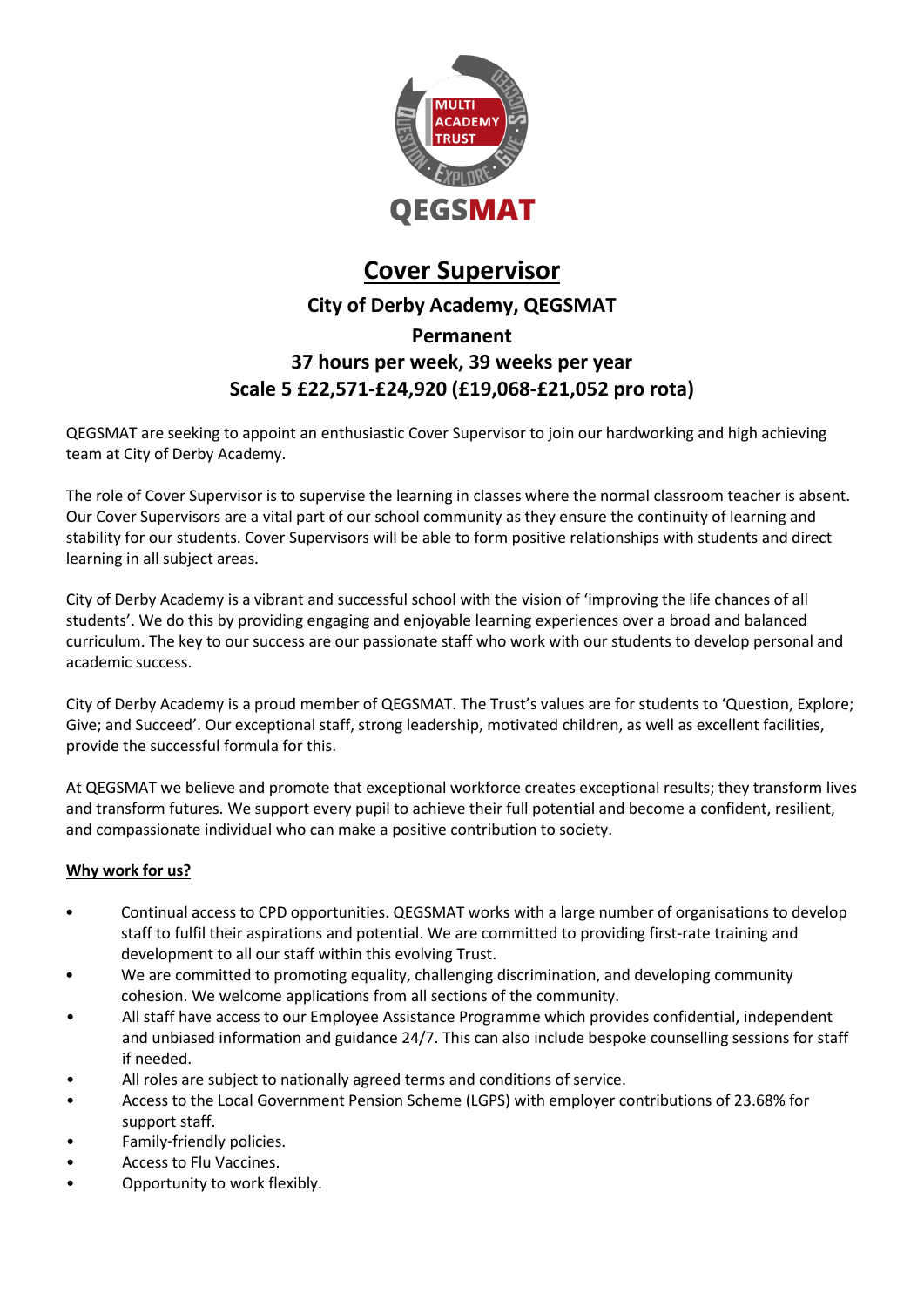QEGSMAT

# Cover Supervisor

## City of Derby Academy, QEGSMAT

**Permanent**

**37 hours per week, 39 weeks per year**

**Scale 5 £22,571-£24,920 (£19,068-£21,052 pro rota)**

QEGSMAT are seeking to appoint an enthusiastic Cover Supervisor to join our hardworking and high achieving team at City of Derby Academy.

The role of Cover Supervisor is to supervise the learning in classes where the normal classroom teacher is absent. Our Cover Supervisors are a vital part of our school community as they ensure the continuity of learning and stability for our students. Cover Supervisors will be able to form positive relationships with students and direct learning in all subject areas.

City of Derby Academy is a vibrant and successful school with the vision of 'improving the life chances of all students'. We do this by providing engaging and enjoyable learning experiences over a broad and balanced curriculum. The key to our success are our passionate staff who work with our students to develop personal and academic success.

City of Derby Academy is a proud member of QEGSMAT. The Trust's values are for students to 'Question, Explore; Give; and Succeed'. Our exceptional staff, strong leadership, motivated children, as well as excellent facilities, provide the successful formula for this.

At QEGSMAT we believe and promote that exceptional workforce creates exceptional results; they transform lives and transform futures. We support every pupil to achieve their full potential and become a confident, resilient, and compassionate individual who can make a positive contribution to society.

**Why work for us?**

- Continual access to CPD opportunities. QEGSMAT works with a large number of organisations to develop staff to fulfil their aspirations and potential. We are committed to providing first-rate training and development to all our staff within this evolving Trust.
- We are committed to promoting equality, challenging discrimination, and developing community cohesion. We welcome applications from all sections of the community.
- All staff have access to our Employee Assistance Programme which provides confidential, independent and unbiased information and guidance 24/7. This can also include bespoke counselling sessions for staff if needed.
- All roles are subject to nationally agreed terms and conditions of service.
- Access to the Local Government Pension Scheme (LGPS) with employer contributions of 23.68% for support staff.
- Family-friendly policies.
- Access to Flu Vaccines.
- Opportunity to work flexibly.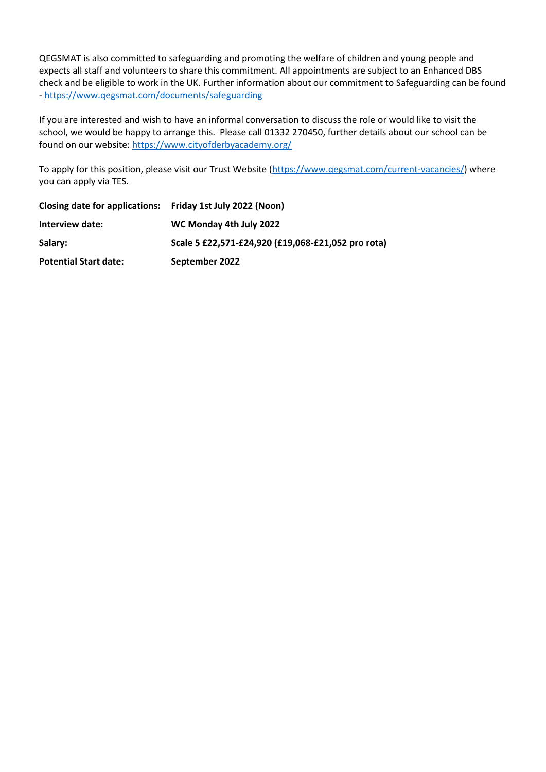QEGSMAT is also committed to safeguarding and promoting the welfare of children and young people and expects all staff and volunteers to share this commitment. All appointments are subject to an Enhanced DBS check and be eligible to work in the UK. Further information about our commitment to Safeguarding can be found - https://www.qegsmat.com/documents/safeguarding

If you are interested and wish to have an informal conversation to discuss the role or would like to visit the school, we would be happy to arrange this. Please call 01332 270450, further details about our school can be found on our website: https://www.cityofderbyacademy.org/

To apply for this position, please visit our Trust Website (https://www.qegsmat.com/current-vacancies/) where you can apply via TES.

| | |
|---|---|
| **Closing date for applications:** | **Friday 1st July 2022 (Noon)** |
| **Interview date:** | **WC Monday 4th July 2022** |
| **Salary:** | **Scale 5 £22,571-£24,920 (£19,068-£21,052 pro rota)** |
| **Potential Start date:** | **September 2022** |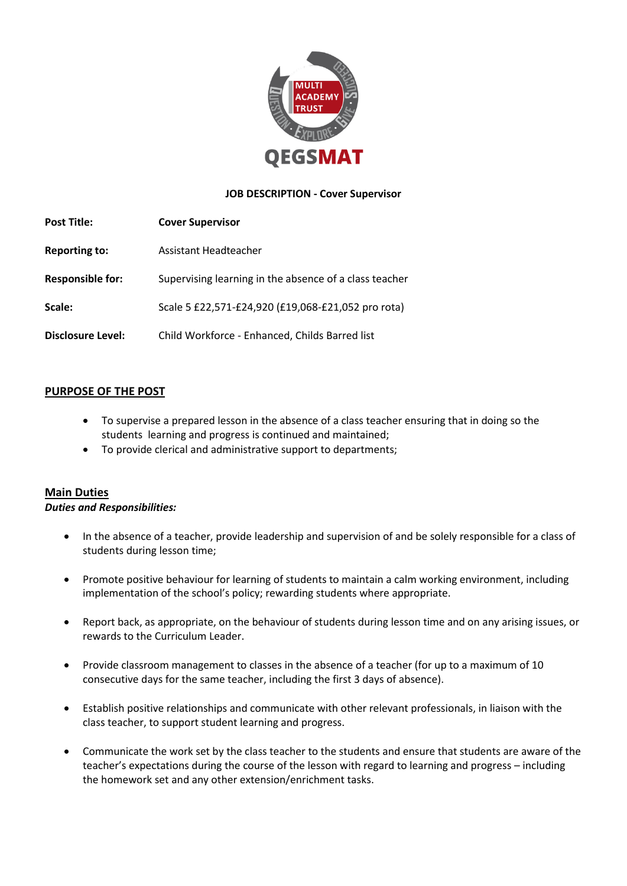QEGSMAT

**JOB DESCRIPTION - Cover Supervisor**

| | |
|---|---|
| **Post Title:** | **Cover Supervisor** |
| **Reporting to:** | Assistant Headteacher |
| **Responsible for:** | Supervising learning in the absence of a class teacher |
| **Scale:** | Scale 5 £22,571-£24,920 (£19,068-£21,052 pro rota) |
| **Disclosure Level:** | Child Workforce - Enhanced, Childs Barred list |

## PURPOSE OF THE POST

- To supervise a prepared lesson in the absence of a class teacher ensuring that in doing so the students learning and progress is continued and maintained;
- To provide clerical and administrative support to departments;

## Main Duties

***Duties and Responsibilities:***

- In the absence of a teacher, provide leadership and supervision of and be solely responsible for a class of students during lesson time;
- Promote positive behaviour for learning of students to maintain a calm working environment, including implementation of the school's policy; rewarding students where appropriate.
- Report back, as appropriate, on the behaviour of students during lesson time and on any arising issues, or rewards to the Curriculum Leader.
- Provide classroom management to classes in the absence of a teacher (for up to a maximum of 10 consecutive days for the same teacher, including the first 3 days of absence).
- Establish positive relationships and communicate with other relevant professionals, in liaison with the class teacher, to support student learning and progress.
- Communicate the work set by the class teacher to the students and ensure that students are aware of the teacher's expectations during the course of the lesson with regard to learning and progress – including the homework set and any other extension/enrichment tasks.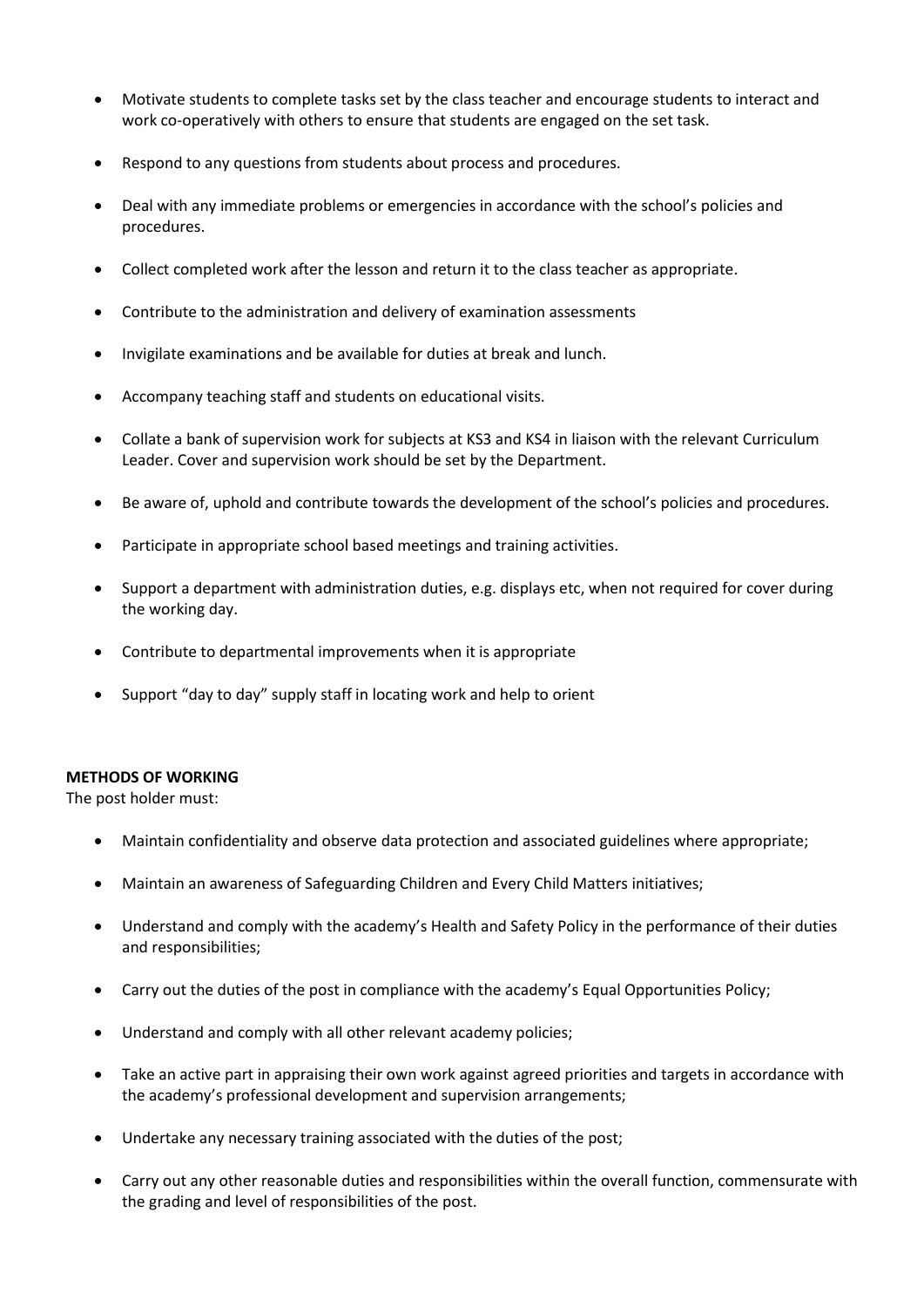- Motivate students to complete tasks set by the class teacher and encourage students to interact and work co-operatively with others to ensure that students are engaged on the set task.
- Respond to any questions from students about process and procedures.
- Deal with any immediate problems or emergencies in accordance with the school's policies and procedures.
- Collect completed work after the lesson and return it to the class teacher as appropriate.
- Contribute to the administration and delivery of examination assessments
- Invigilate examinations and be available for duties at break and lunch.
- Accompany teaching staff and students on educational visits.
- Collate a bank of supervision work for subjects at KS3 and KS4 in liaison with the relevant Curriculum Leader. Cover and supervision work should be set by the Department.
- Be aware of, uphold and contribute towards the development of the school's policies and procedures.
- Participate in appropriate school based meetings and training activities.
- Support a department with administration duties, e.g. displays etc, when not required for cover during the working day.
- Contribute to departmental improvements when it is appropriate
- Support "day to day" supply staff in locating work and help to orient

**METHODS OF WORKING**

The post holder must:

- Maintain confidentiality and observe data protection and associated guidelines where appropriate;
- Maintain an awareness of Safeguarding Children and Every Child Matters initiatives;
- Understand and comply with the academy's Health and Safety Policy in the performance of their duties and responsibilities;
- Carry out the duties of the post in compliance with the academy's Equal Opportunities Policy;
- Understand and comply with all other relevant academy policies;
- Take an active part in appraising their own work against agreed priorities and targets in accordance with the academy's professional development and supervision arrangements;
- Undertake any necessary training associated with the duties of the post;
- Carry out any other reasonable duties and responsibilities within the overall function, commensurate with the grading and level of responsibilities of the post.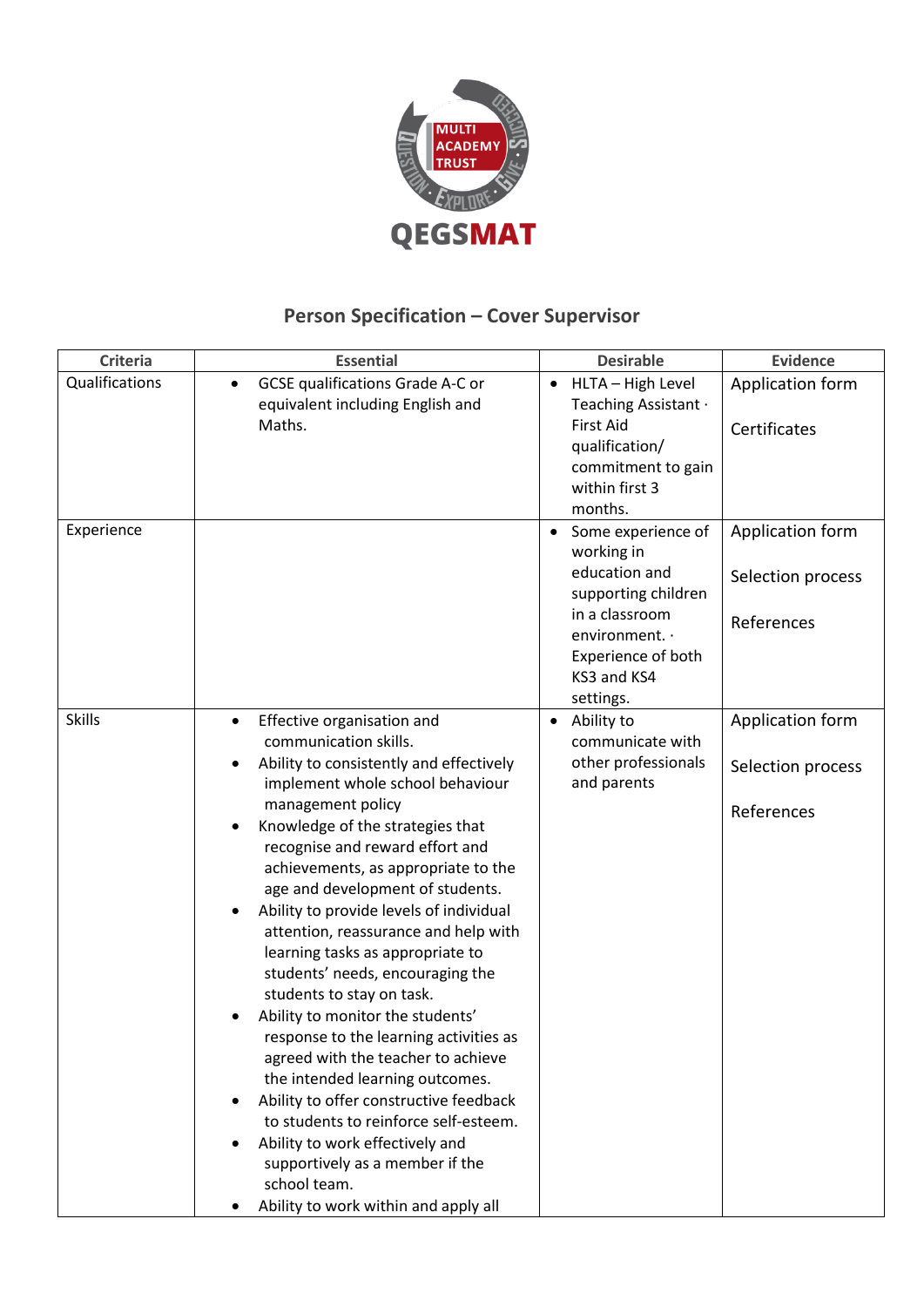QEGSMAT

## Person Specification – Cover Supervisor

| Criteria | Essential | Desirable | Evidence |
|---|---|---|---|
| Qualifications | • GCSE qualifications Grade A-C or equivalent including English and Maths. | • HLTA – High Level Teaching Assistant · First Aid qualification/ commitment to gain within first 3 months. | Application form<br><br>Certificates |
| Experience | | • Some experience of working in education and supporting children in a classroom environment. · Experience of both KS3 and KS4 settings. | Application form<br><br>Selection process<br><br>References |
| Skills | • Effective organisation and communication skills.<br>• Ability to consistently and effectively implement whole school behaviour management policy<br>• Knowledge of the strategies that recognise and reward effort and achievements, as appropriate to the age and development of students.<br>• Ability to provide levels of individual attention, reassurance and help with learning tasks as appropriate to students' needs, encouraging the students to stay on task.<br>• Ability to monitor the students' response to the learning activities as agreed with the teacher to achieve the intended learning outcomes.<br>• Ability to offer constructive feedback to students to reinforce self-esteem.<br>• Ability to work effectively and supportively as a member if the school team.<br>• Ability to work within and apply all | • Ability to communicate with other professionals and parents | Application form<br><br>Selection process<br><br>References |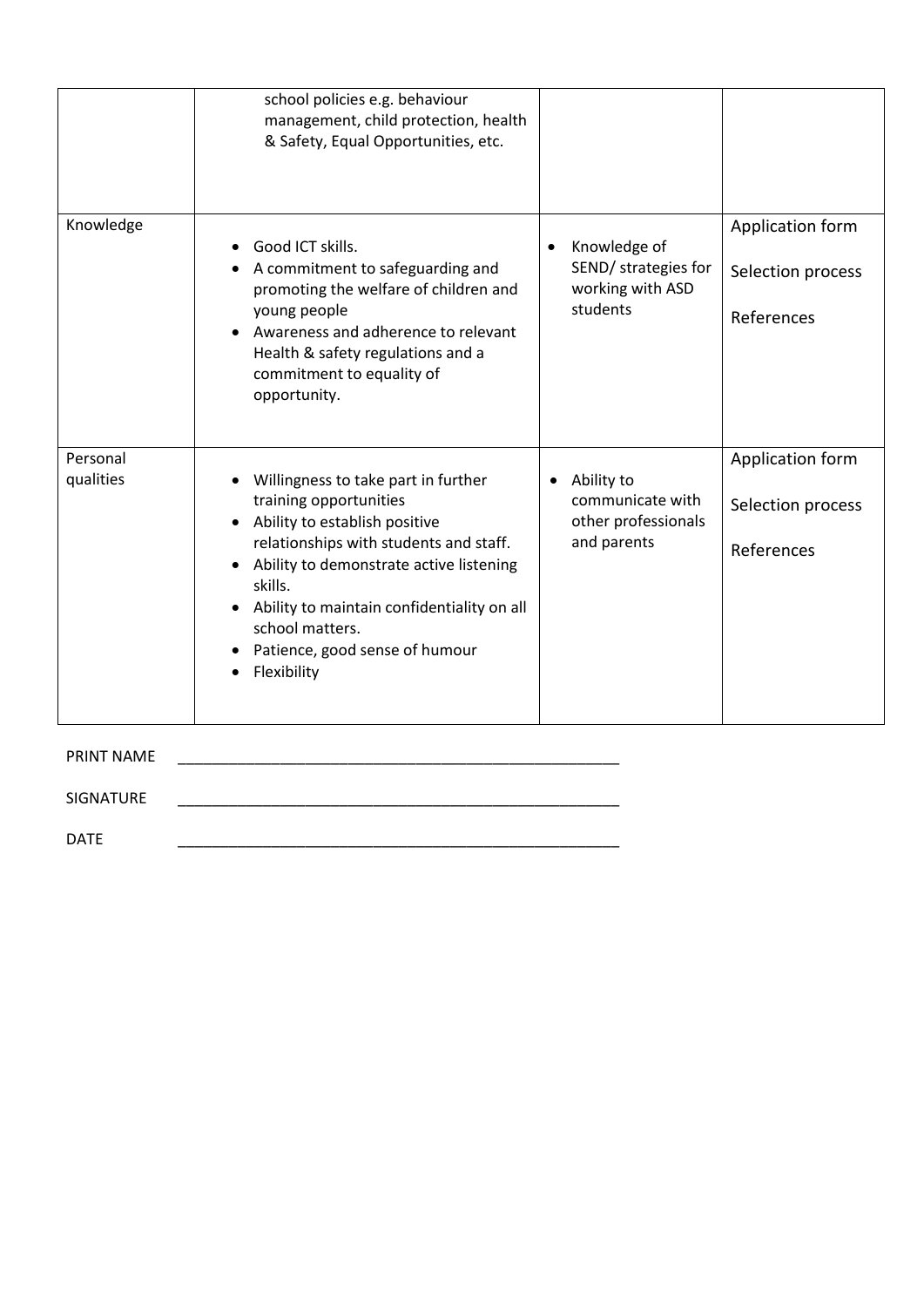| | | | |
|---|---|---|---|
| | school policies e.g. behaviour management, child protection, health & Safety, Equal Opportunities, etc. | | |
| Knowledge | • Good ICT skills.<br>• A commitment to safeguarding and promoting the welfare of children and young people<br>• Awareness and adherence to relevant Health & safety regulations and a commitment to equality of opportunity. | • Knowledge of SEND/ strategies for working with ASD students | Application form<br><br>Selection process<br><br>References |
| Personal qualities | • Willingness to take part in further training opportunities<br>• Ability to establish positive relationships with students and staff.<br>• Ability to demonstrate active listening skills.<br>• Ability to maintain confidentiality on all school matters.<br>• Patience, good sense of humour<br>• Flexibility | • Ability to communicate with other professionals and parents | Application form<br><br>Selection process<br><br>References |

PRINT NAME _____________________________________________________

SIGNATURE _____________________________________________________

DATE _____________________________________________________